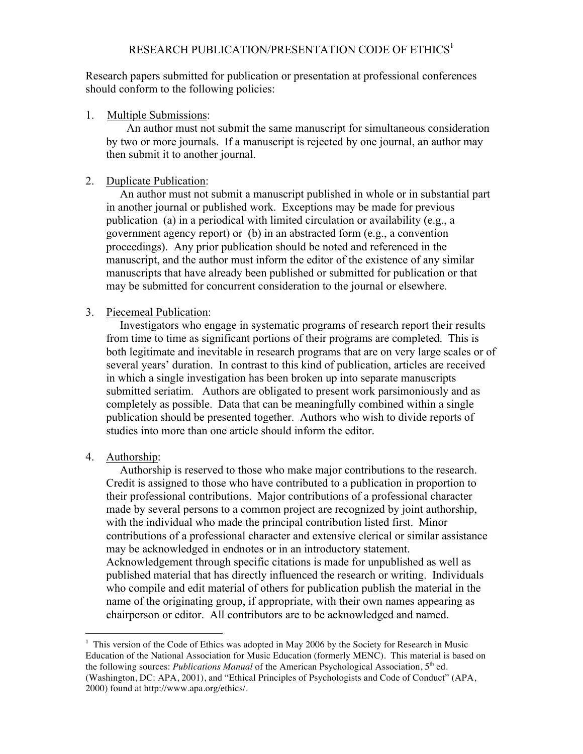# RESEARCH PUBLICATION/PRESENTATION CODE OF ETHICS[1]

Research papers submitted for publication or presentation at professional conferences should conform to the following policies:

1. Multiple Submissions:
   An author must not submit the same manuscript for simultaneous consideration by two or more journals. If a manuscript is rejected by one journal, an author may then submit it to another journal.

2. Duplicate Publication:
   An author must not submit a manuscript published in whole or in substantial part in another journal or published work. Exceptions may be made for previous publication (a) in a periodical with limited circulation or availability (e.g., a government agency report) or (b) in an abstracted form (e.g., a convention proceedings). Any prior publication should be noted and referenced in the manuscript, and the author must inform the editor of the existence of any similar manuscripts that have already been published or submitted for publication or that may be submitted for concurrent consideration to the journal or elsewhere.

3. Piecemeal Publication:
   Investigators who engage in systematic programs of research report their results from time to time as significant portions of their programs are completed. This is both legitimate and inevitable in research programs that are on very large scales or of several years' duration. In contrast to this kind of publication, articles are received in which a single investigation has been broken up into separate manuscripts submitted seriatim. Authors are obligated to present work parsimoniously and as completely as possible. Data that can be meaningfully combined within a single publication should be presented together. Authors who wish to divide reports of studies into more than one article should inform the editor.

4. Authorship:
   Authorship is reserved to those who make major contributions to the research. Credit is assigned to those who have contributed to a publication in proportion to their professional contributions. Major contributions of a professional character made by several persons to a common project are recognized by joint authorship, with the individual who made the principal contribution listed first. Minor contributions of a professional character and extensive clerical or similar assistance may be acknowledged in endnotes or in an introductory statement. Acknowledgement through specific citations is made for unpublished as well as published material that has directly influenced the research or writing. Individuals who compile and edit material of others for publication publish the material in the name of the originating group, if appropriate, with their own names appearing as chairperson or editor. All contributors are to be acknowledged and named.

---

[1] This version of the Code of Ethics was adopted in May 2006 by the Society for Research in Music Education of the National Association for Music Education (formerly MENC). This material is based on the following sources: *Publications Manual* of the American Psychological Association, 5th ed. (Washington, DC: APA, 2001), and "Ethical Principles of Psychologists and Code of Conduct" (APA, 2000) found at http://www.apa.org/ethics/.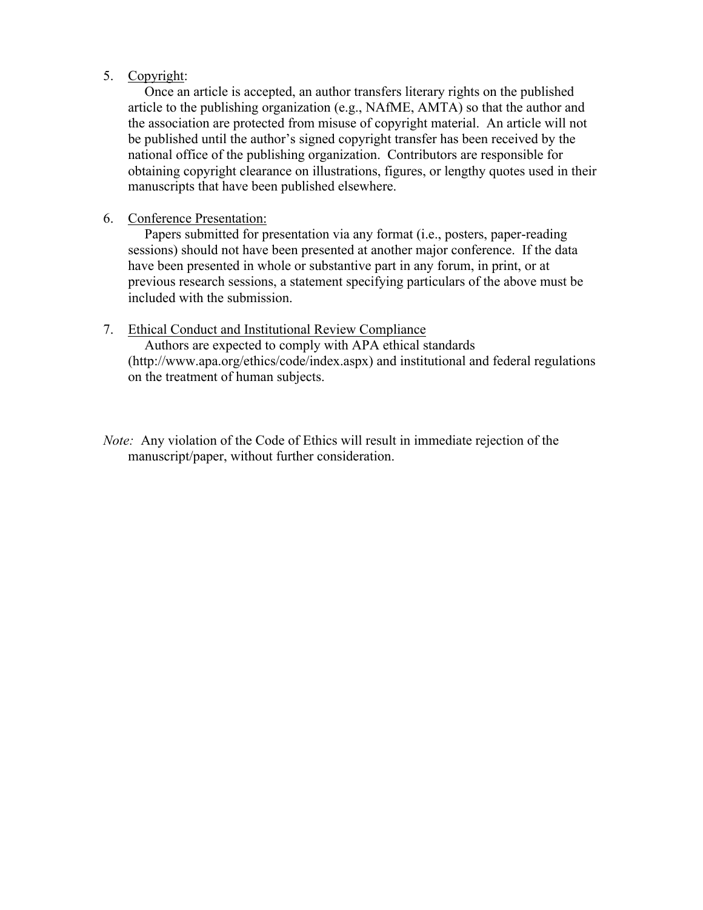5. <u>Copyright</u>:

   Once an article is accepted, an author transfers literary rights on the published article to the publishing organization (e.g., NAfME, AMTA) so that the author and the association are protected from misuse of copyright material. An article will not be published until the author's signed copyright transfer has been received by the national office of the publishing organization. Contributors are responsible for obtaining copyright clearance on illustrations, figures, or lengthy quotes used in their manuscripts that have been published elsewhere.

6. <u>Conference Presentation:</u>

   Papers submitted for presentation via any format (i.e., posters, paper-reading sessions) should not have been presented at another major conference. If the data have been presented in whole or substantive part in any forum, in print, or at previous research sessions, a statement specifying particulars of the above must be included with the submission.

7. <u>Ethical Conduct and Institutional Review Compliance</u>

   Authors are expected to comply with APA ethical standards (http://www.apa.org/ethics/code/index.aspx) and institutional and federal regulations on the treatment of human subjects.

*Note:* Any violation of the Code of Ethics will result in immediate rejection of the manuscript/paper, without further consideration.